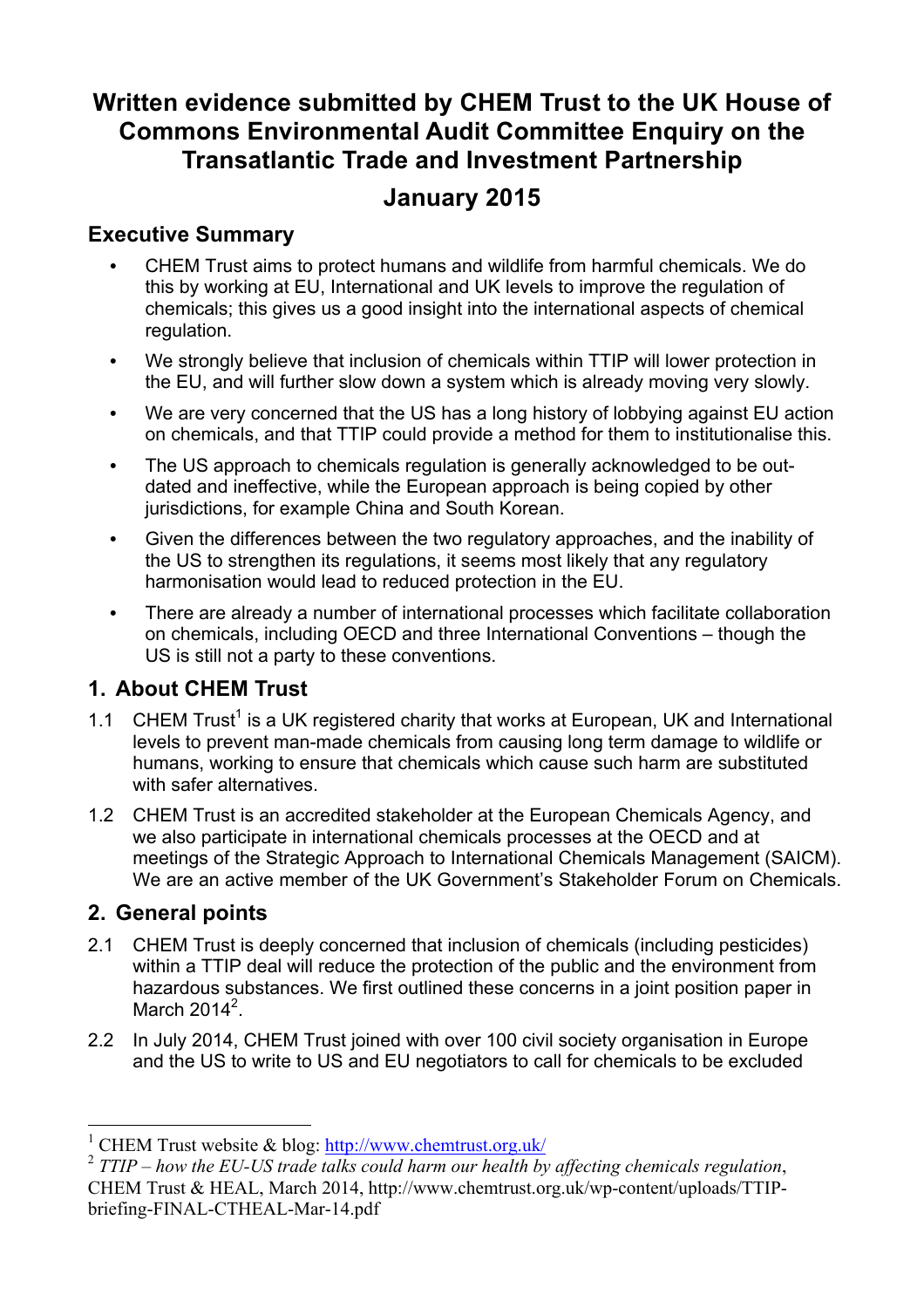# Written evidence submitted by CHEM Trust to the UK House of Commons Environmental Audit Committee Enquiry on the Transatlantic Trade and Investment Partnership

## January 2015

### Executive Summary

- CHEM Trust aims to protect humans and wildlife from harmful chemicals. We do this by working at EU, International and UK levels to improve the regulation of chemicals; this gives us a good insight into the international aspects of chemical regulation.
- We strongly believe that inclusion of chemicals within TTIP will lower protection in the EU, and will further slow down a system which is already moving very slowly.
- We are very concerned that the US has a long history of lobbying against EU action on chemicals, and that TTIP could provide a method for them to institutionalise this.
- The US approach to chemicals regulation is generally acknowledged to be out-dated and ineffective, while the European approach is being copied by other jurisdictions, for example China and South Korean.
- Given the differences between the two regulatory approaches, and the inability of the US to strengthen its regulations, it seems most likely that any regulatory harmonisation would lead to reduced protection in the EU.
- There are already a number of international processes which facilitate collaboration on chemicals, including OECD and three International Conventions – though the US is still not a party to these conventions.

### 1. About CHEM Trust

1.1 CHEM Trust[1] is a UK registered charity that works at European, UK and International levels to prevent man-made chemicals from causing long term damage to wildlife or humans, working to ensure that chemicals which cause such harm are substituted with safer alternatives.

1.2 CHEM Trust is an accredited stakeholder at the European Chemicals Agency, and we also participate in international chemicals processes at the OECD and at meetings of the Strategic Approach to International Chemicals Management (SAICM). We are an active member of the UK Government's Stakeholder Forum on Chemicals.

### 2. General points

2.1 CHEM Trust is deeply concerned that inclusion of chemicals (including pesticides) within a TTIP deal will reduce the protection of the public and the environment from hazardous substances. We first outlined these concerns in a joint position paper in March 2014[2].

2.2 In July 2014, CHEM Trust joined with over 100 civil society organisation in Europe and the US to write to US and EU negotiators to call for chemicals to be excluded

---

[1] CHEM Trust website & blog: http://www.chemtrust.org.uk/

[2] *TTIP – how the EU-US trade talks could harm our health by affecting chemicals regulation*, CHEM Trust & HEAL, March 2014, http://www.chemtrust.org.uk/wp-content/uploads/TTIP-briefing-FINAL-CTHEAL-Mar-14.pdf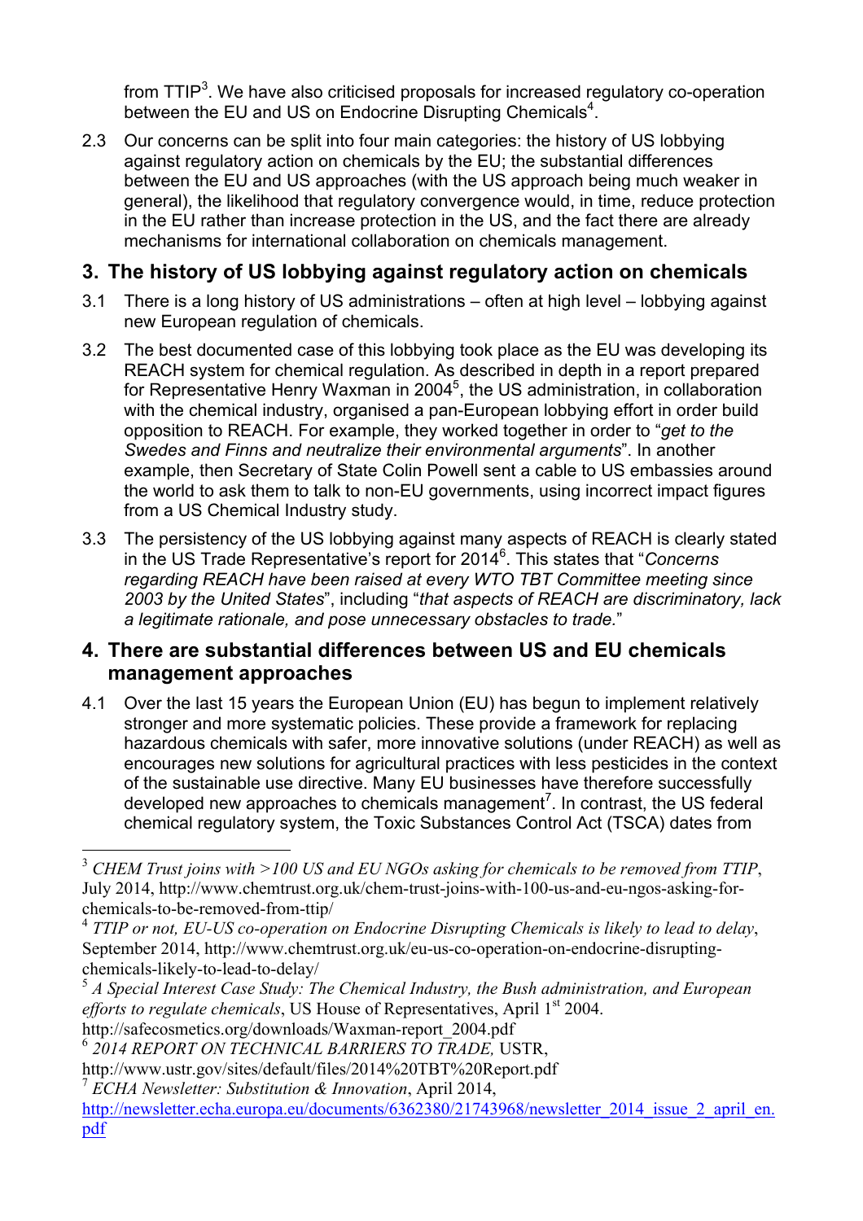from TTIP[3]. We have also criticised proposals for increased regulatory co-operation between the EU and US on Endocrine Disrupting Chemicals[4].

2.3 Our concerns can be split into four main categories: the history of US lobbying against regulatory action on chemicals by the EU; the substantial differences between the EU and US approaches (with the US approach being much weaker in general), the likelihood that regulatory convergence would, in time, reduce protection in the EU rather than increase protection in the US, and the fact there are already mechanisms for international collaboration on chemicals management.

## 3. The history of US lobbying against regulatory action on chemicals

3.1 There is a long history of US administrations – often at high level – lobbying against new European regulation of chemicals.

3.2 The best documented case of this lobbying took place as the EU was developing its REACH system for chemical regulation. As described in depth in a report prepared for Representative Henry Waxman in 2004[5], the US administration, in collaboration with the chemical industry, organised a pan-European lobbying effort in order build opposition to REACH. For example, they worked together in order to "*get to the Swedes and Finns and neutralize their environmental arguments*". In another example, then Secretary of State Colin Powell sent a cable to US embassies around the world to ask them to talk to non-EU governments, using incorrect impact figures from a US Chemical Industry study.

3.3 The persistency of the US lobbying against many aspects of REACH is clearly stated in the US Trade Representative's report for 2014[6]. This states that "*Concerns regarding REACH have been raised at every WTO TBT Committee meeting since 2003 by the United States*", including "*that aspects of REACH are discriminatory, lack a legitimate rationale, and pose unnecessary obstacles to trade.*"

## 4. There are substantial differences between US and EU chemicals management approaches

4.1 Over the last 15 years the European Union (EU) has begun to implement relatively stronger and more systematic policies. These provide a framework for replacing hazardous chemicals with safer, more innovative solutions (under REACH) as well as encourages new solutions for agricultural practices with less pesticides in the context of the sustainable use directive. Many EU businesses have therefore successfully developed new approaches to chemicals management[7]. In contrast, the US federal chemical regulatory system, the Toxic Substances Control Act (TSCA) dates from

---

[3] *CHEM Trust joins with >100 US and EU NGOs asking for chemicals to be removed from TTIP*, July 2014, http://www.chemtrust.org.uk/chem-trust-joins-with-100-us-and-eu-ngos-asking-for-chemicals-to-be-removed-from-ttip/

[4] *TTIP or not, EU-US co-operation on Endocrine Disrupting Chemicals is likely to lead to delay*, September 2014, http://www.chemtrust.org.uk/eu-us-co-operation-on-endocrine-disrupting-chemicals-likely-to-lead-to-delay/

[5] *A Special Interest Case Study: The Chemical Industry, the Bush administration, and European efforts to regulate chemicals*, US House of Representatives, April 1st 2004. http://safecosmetics.org/downloads/Waxman-report_2004.pdf

[6] *2014 REPORT ON TECHNICAL BARRIERS TO TRADE,* USTR, http://www.ustr.gov/sites/default/files/2014%20TBT%20Report.pdf

[7] *ECHA Newsletter: Substitution & Innovation*, April 2014, http://newsletter.echa.europa.eu/documents/6362380/21743968/newsletter_2014_issue_2_april_en.pdf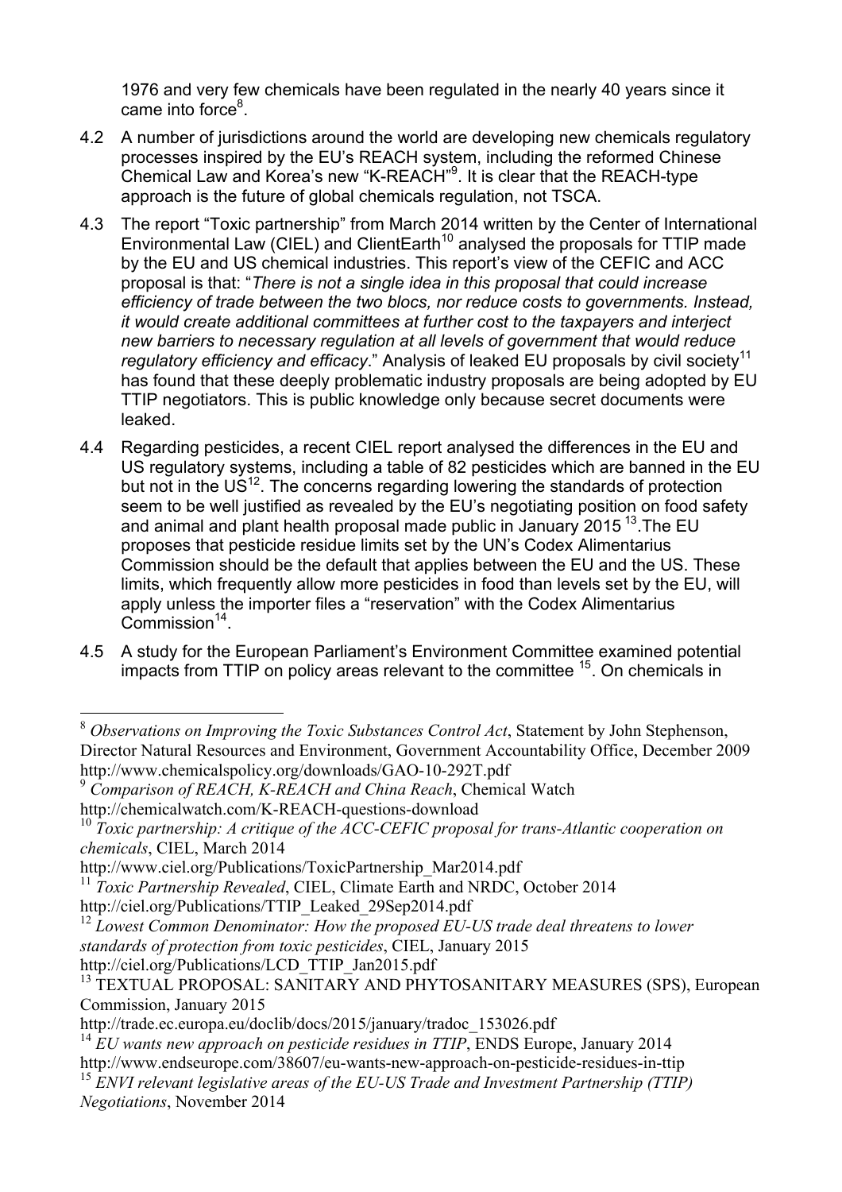1976 and very few chemicals have been regulated in the nearly 40 years since it came into force[8].

4.2 A number of jurisdictions around the world are developing new chemicals regulatory processes inspired by the EU's REACH system, including the reformed Chinese Chemical Law and Korea's new "K-REACH"[9]. It is clear that the REACH-type approach is the future of global chemicals regulation, not TSCA.

4.3 The report "Toxic partnership" from March 2014 written by the Center of International Environmental Law (CIEL) and ClientEarth[10] analysed the proposals for TTIP made by the EU and US chemical industries. This report's view of the CEFIC and ACC proposal is that: "*There is not a single idea in this proposal that could increase efficiency of trade between the two blocs, nor reduce costs to governments. Instead, it would create additional committees at further cost to the taxpayers and interject new barriers to necessary regulation at all levels of government that would reduce regulatory efficiency and efficacy*." Analysis of leaked EU proposals by civil society[11] has found that these deeply problematic industry proposals are being adopted by EU TTIP negotiators. This is public knowledge only because secret documents were leaked.

4.4 Regarding pesticides, a recent CIEL report analysed the differences in the EU and US regulatory systems, including a table of 82 pesticides which are banned in the EU but not in the US[12]. The concerns regarding lowering the standards of protection seem to be well justified as revealed by the EU's negotiating position on food safety and animal and plant health proposal made public in January 2015 [13].The EU proposes that pesticide residue limits set by the UN's Codex Alimentarius Commission should be the default that applies between the EU and the US. These limits, which frequently allow more pesticides in food than levels set by the EU, will apply unless the importer files a "reservation" with the Codex Alimentarius Commission[14].

4.5 A study for the European Parliament's Environment Committee examined potential impacts from TTIP on policy areas relevant to the committee [15]. On chemicals in

---

[8] *Observations on Improving the Toxic Substances Control Act*, Statement by John Stephenson, Director Natural Resources and Environment, Government Accountability Office, December 2009 http://www.chemicalspolicy.org/downloads/GAO-10-292T.pdf

[9] *Comparison of REACH, K-REACH and China Reach*, Chemical Watch http://chemicalwatch.com/K-REACH-questions-download

[10] *Toxic partnership: A critique of the ACC-CEFIC proposal for trans-Atlantic cooperation on chemicals*, CIEL, March 2014 http://www.ciel.org/Publications/ToxicPartnership_Mar2014.pdf

[11] *Toxic Partnership Revealed*, CIEL, Climate Earth and NRDC, October 2014 http://ciel.org/Publications/TTIP_Leaked_29Sep2014.pdf

[12] *Lowest Common Denominator: How the proposed EU-US trade deal threatens to lower standards of protection from toxic pesticides*, CIEL, January 2015 http://ciel.org/Publications/LCD_TTIP_Jan2015.pdf

[13] TEXTUAL PROPOSAL: SANITARY AND PHYTOSANITARY MEASURES (SPS), European Commission, January 2015 http://trade.ec.europa.eu/doclib/docs/2015/january/tradoc_153026.pdf

[14] *EU wants new approach on pesticide residues in TTIP*, ENDS Europe, January 2014 http://www.endseurope.com/38607/eu-wants-new-approach-on-pesticide-residues-in-ttip

[15] *ENVI relevant legislative areas of the EU-US Trade and Investment Partnership (TTIP) Negotiations*, November 2014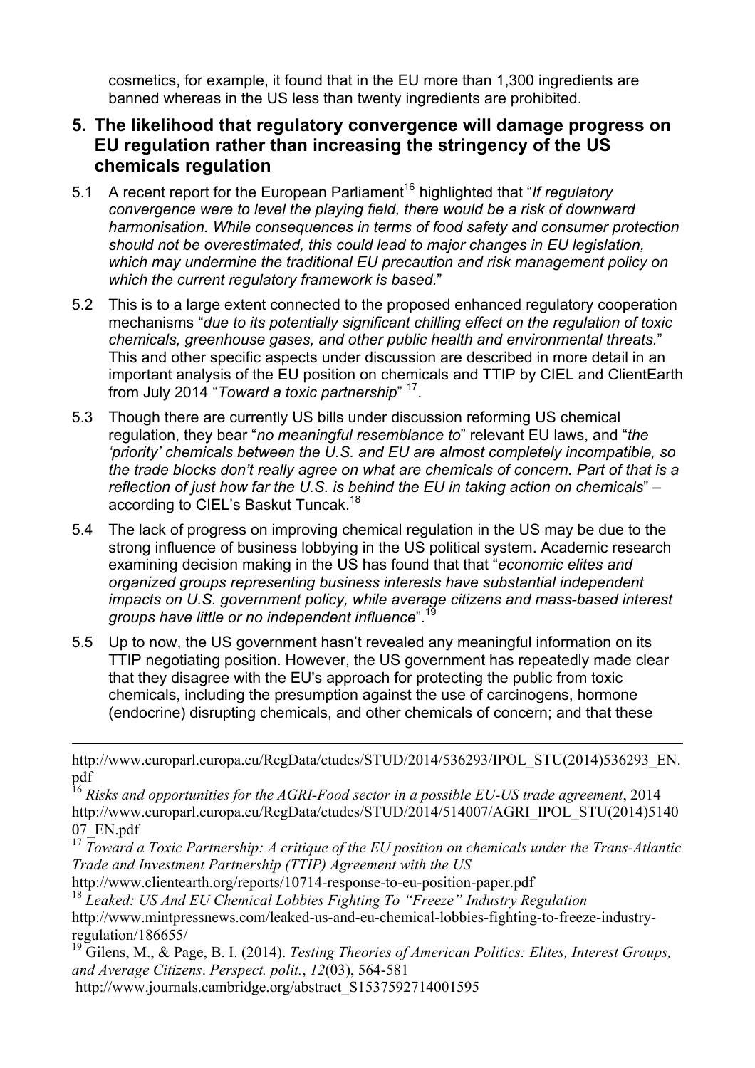cosmetics, for example, it found that in the EU more than 1,300 ingredients are banned whereas in the US less than twenty ingredients are prohibited.

## 5. The likelihood that regulatory convergence will damage progress on EU regulation rather than increasing the stringency of the US chemicals regulation

5.1 A recent report for the European Parliament[16] highlighted that "*If regulatory convergence were to level the playing field, there would be a risk of downward harmonisation. While consequences in terms of food safety and consumer protection should not be overestimated, this could lead to major changes in EU legislation, which may undermine the traditional EU precaution and risk management policy on which the current regulatory framework is based.*"

5.2 This is to a large extent connected to the proposed enhanced regulatory cooperation mechanisms "*due to its potentially significant chilling effect on the regulation of toxic chemicals, greenhouse gases, and other public health and environmental threats.*" This and other specific aspects under discussion are described in more detail in an important analysis of the EU position on chemicals and TTIP by CIEL and ClientEarth from July 2014 "*Toward a toxic partnership*" [17].

5.3 Though there are currently US bills under discussion reforming US chemical regulation, they bear "*no meaningful resemblance to*" relevant EU laws, and "*the 'priority' chemicals between the U.S. and EU are almost completely incompatible, so the trade blocks don't really agree on what are chemicals of concern. Part of that is a reflection of just how far the U.S. is behind the EU in taking action on chemicals*" – according to CIEL's Baskut Tuncak.[18]

5.4 The lack of progress on improving chemical regulation in the US may be due to the strong influence of business lobbying in the US political system. Academic research examining decision making in the US has found that that "*economic elites and organized groups representing business interests have substantial independent impacts on U.S. government policy, while average citizens and mass-based interest groups have little or no independent influence*".[19]

5.5 Up to now, the US government hasn't revealed any meaningful information on its TTIP negotiating position. However, the US government has repeatedly made clear that they disagree with the EU's approach for protecting the public from toxic chemicals, including the presumption against the use of carcinogens, hormone (endocrine) disrupting chemicals, and other chemicals of concern; and that these

---

http://www.europarl.europa.eu/RegData/etudes/STUD/2014/536293/IPOL_STU(2014)536293_EN.pdf

[16] *Risks and opportunities for the AGRI-Food sector in a possible EU-US trade agreement*, 2014 http://www.europarl.europa.eu/RegData/etudes/STUD/2014/514007/AGRI_IPOL_STU(2014)514007_EN.pdf

[17] *Toward a Toxic Partnership: A critique of the EU position on chemicals under the Trans-Atlantic Trade and Investment Partnership (TTIP) Agreement with the US* http://www.clientearth.org/reports/10714-response-to-eu-position-paper.pdf

[18] *Leaked: US And EU Chemical Lobbies Fighting To "Freeze" Industry Regulation* http://www.mintpressnews.com/leaked-us-and-eu-chemical-lobbies-fighting-to-freeze-industry-regulation/186655/

[19] Gilens, M., & Page, B. I. (2014). *Testing Theories of American Politics: Elites, Interest Groups, and Average Citizens*. *Perspect. polit.*, *12*(03), 564-581 http://www.journals.cambridge.org/abstract_S1537592714001595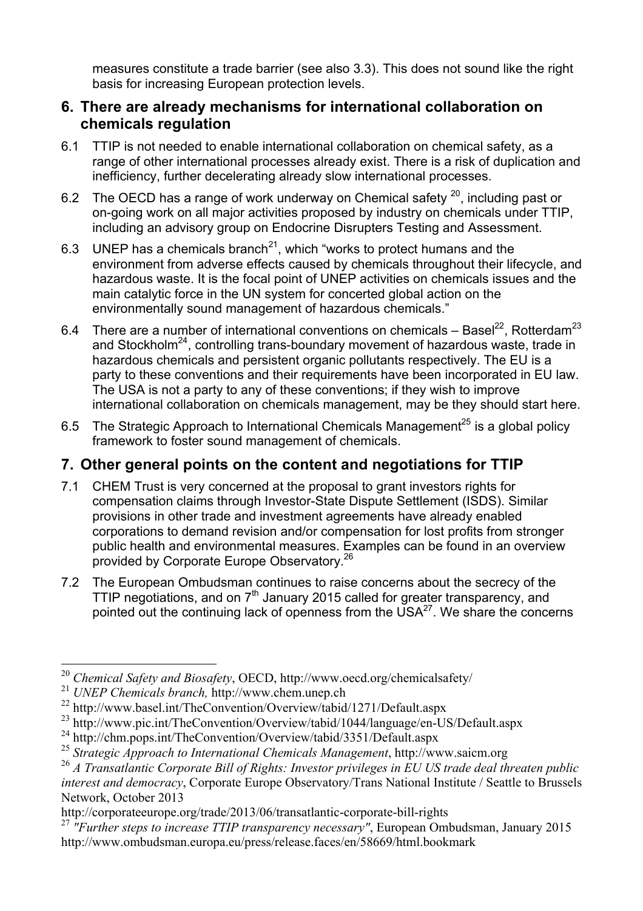measures constitute a trade barrier (see also 3.3). This does not sound like the right basis for increasing European protection levels.

## 6. There are already mechanisms for international collaboration on chemicals regulation

6.1 TTIP is not needed to enable international collaboration on chemical safety, as a range of other international processes already exist. There is a risk of duplication and inefficiency, further decelerating already slow international processes.

6.2 The OECD has a range of work underway on Chemical safety [20], including past or on-going work on all major activities proposed by industry on chemicals under TTIP, including an advisory group on Endocrine Disrupters Testing and Assessment.

6.3 UNEP has a chemicals branch[21], which "works to protect humans and the environment from adverse effects caused by chemicals throughout their lifecycle, and hazardous waste. It is the focal point of UNEP activities on chemicals issues and the main catalytic force in the UN system for concerted global action on the environmentally sound management of hazardous chemicals."

6.4 There are a number of international conventions on chemicals – Basel[22], Rotterdam[23] and Stockholm[24], controlling trans-boundary movement of hazardous waste, trade in hazardous chemicals and persistent organic pollutants respectively. The EU is a party to these conventions and their requirements have been incorporated in EU law. The USA is not a party to any of these conventions; if they wish to improve international collaboration on chemicals management, may be they should start here.

6.5 The Strategic Approach to International Chemicals Management[25] is a global policy framework to foster sound management of chemicals.

## 7. Other general points on the content and negotiations for TTIP

7.1 CHEM Trust is very concerned at the proposal to grant investors rights for compensation claims through Investor-State Dispute Settlement (ISDS). Similar provisions in other trade and investment agreements have already enabled corporations to demand revision and/or compensation for lost profits from stronger public health and environmental measures. Examples can be found in an overview provided by Corporate Europe Observatory.[26]

7.2 The European Ombudsman continues to raise concerns about the secrecy of the TTIP negotiations, and on 7th January 2015 called for greater transparency, and pointed out the continuing lack of openness from the USA[27]. We share the concerns

---

[20] *Chemical Safety and Biosafety*, OECD, http://www.oecd.org/chemicalsafety/

[21] *UNEP Chemicals branch,* http://www.chem.unep.ch

[22] http://www.basel.int/TheConvention/Overview/tabid/1271/Default.aspx

[23] http://www.pic.int/TheConvention/Overview/tabid/1044/language/en-US/Default.aspx

[24] http://chm.pops.int/TheConvention/Overview/tabid/3351/Default.aspx

[25] *Strategic Approach to International Chemicals Management*, http://www.saicm.org

[26] *A Transatlantic Corporate Bill of Rights: Investor privileges in EU US trade deal threaten public interest and democracy*, Corporate Europe Observatory/Trans National Institute / Seattle to Brussels Network, October 2013
http://corporateeurope.org/trade/2013/06/transatlantic-corporate-bill-rights

[27] *"Further steps to increase TTIP transparency necessary"*, European Ombudsman, January 2015
http://www.ombudsman.europa.eu/press/release.faces/en/58669/html.bookmark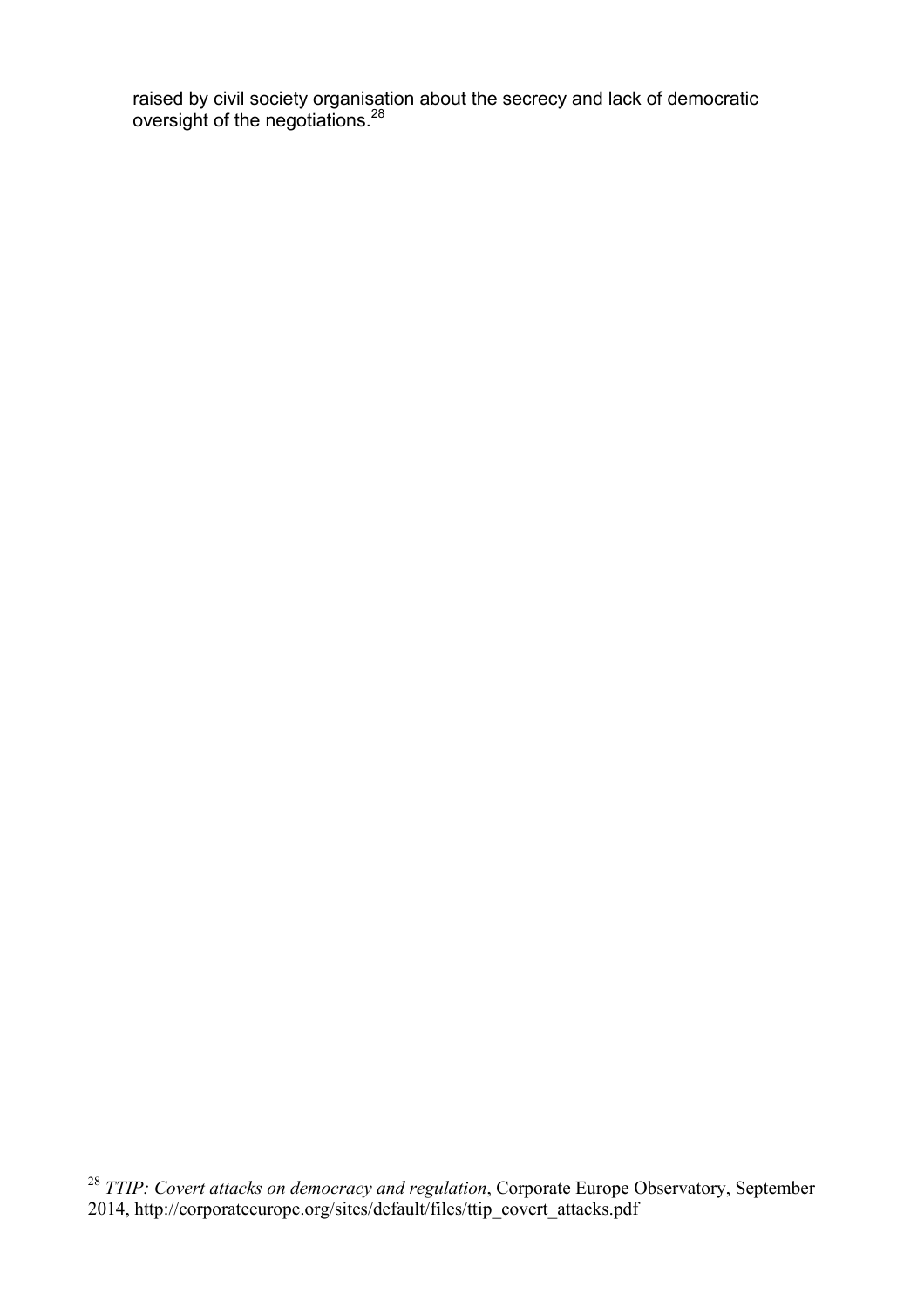raised by civil society organisation about the secrecy and lack of democratic oversight of the negotiations.[28]

---

[28] *TTIP: Covert attacks on democracy and regulation*, Corporate Europe Observatory, September 2014, http://corporateeurope.org/sites/default/files/ttip_covert_attacks.pdf